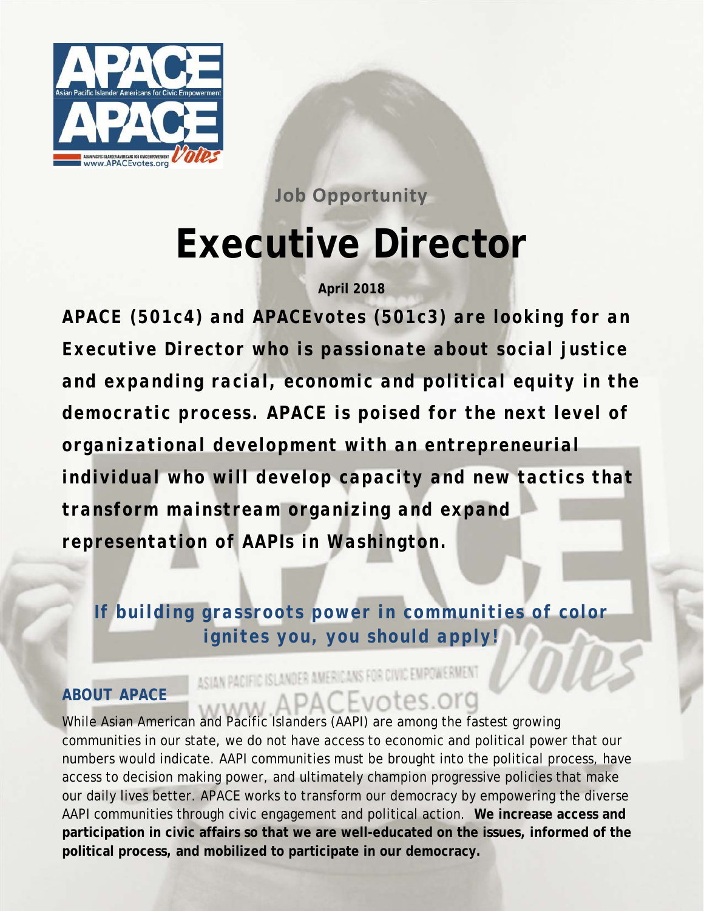Job Opportunity

# Executive Director

**April 2018**

**APACE (501c4) and APACEvotes (501c3) are looking for an Executive Director who is passionate about social justice and expanding racial, economic and political equity in the democratic process. APACE is poised for the next level of organizational development with an entrepreneurial individual who will develop capacity and new tactics that transform mainstream organizing and expand representation of AAPIs in Washington.**

**If building grassroots power in communities of color ignites you, you should apply!**

## ABOUT APACE

While Asian American and Pacific Islanders (AAPI) are among the fastest growing communities in our state, we do not have access to economic and political power that our numbers would indicate. AAPI communities must be brought into the political process, have access to decision making power, and ultimately champion progressive policies that make our daily lives better. APACE works to transform our democracy by empowering the diverse AAPI communities through civic engagement and political action. **We increase access and participation in civic affairs so that we are well-educated on the issues, informed of the political process, and mobilized to participate in our democracy.**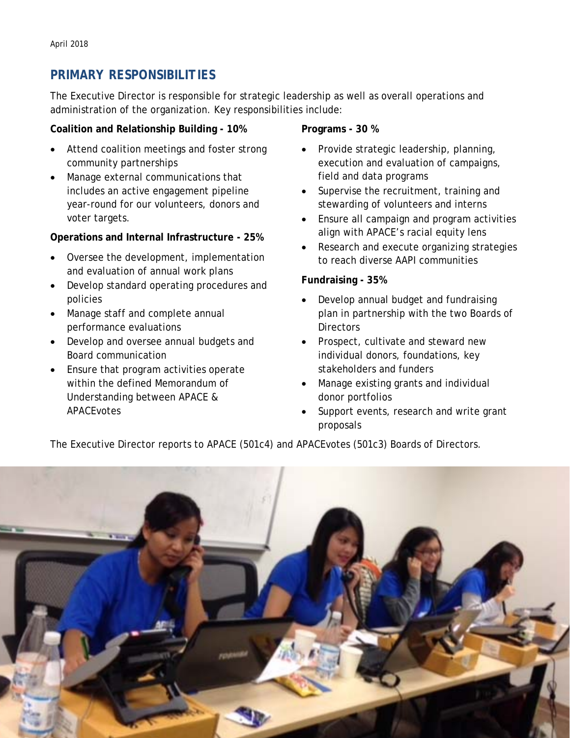April 2018

## PRIMARY RESPONSIBILITIES

The Executive Director is responsible for strategic leadership as well as overall operations and administration of the organization. Key responsibilities include:

**Coalition and Relationship Building - 10%**

- Attend coalition meetings and foster strong community partnerships
- Manage external communications that includes an active engagement pipeline year-round for our volunteers, donors and voter targets.

**Operations and Internal Infrastructure - 25%**

- Oversee the development, implementation and evaluation of annual work plans
- Develop standard operating procedures and policies
- Manage staff and complete annual performance evaluations
- Develop and oversee annual budgets and Board communication
- Ensure that program activities operate within the defined Memorandum of Understanding between APACE & APACEvotes

**Programs - 30 %**

- Provide strategic leadership, planning, execution and evaluation of campaigns, field and data programs
- Supervise the recruitment, training and stewarding of volunteers and interns
- Ensure all campaign and program activities align with APACE's racial equity lens
- Research and execute organizing strategies to reach diverse AAPI communities

**Fundraising - 35%**

- Develop annual budget and fundraising plan in partnership with the two Boards of Directors
- Prospect, cultivate and steward new individual donors, foundations, key stakeholders and funders
- Manage existing grants and individual donor portfolios
- Support events, research and write grant proposals

The Executive Director reports to APACE (501c4) and APACEvotes (501c3) Boards of Directors.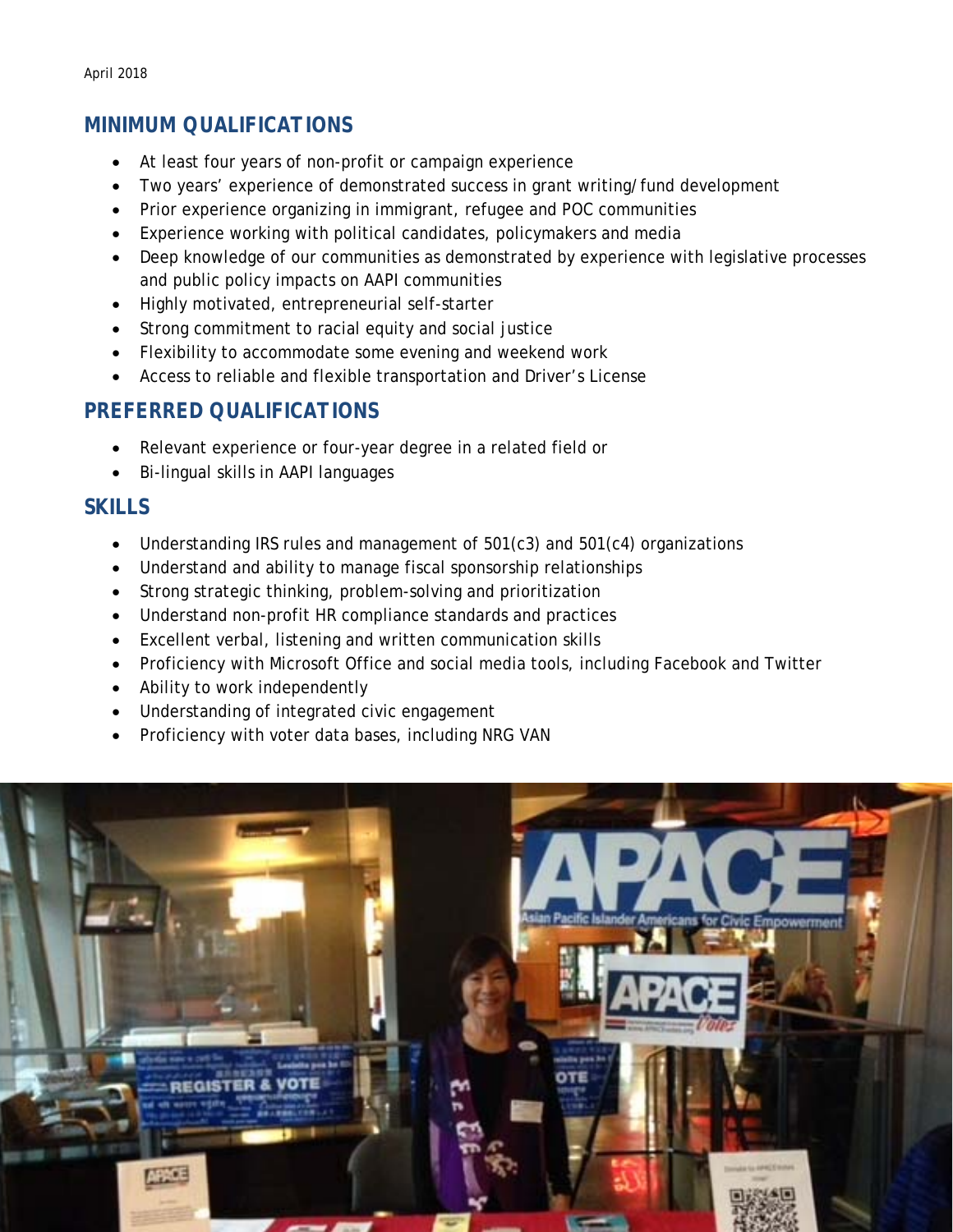April 2018

## MINIMUM QUALIFICATIONS

- At least four years of non-profit or campaign experience
- Two years' experience of demonstrated success in grant writing/fund development
- Prior experience organizing in immigrant, refugee and POC communities
- Experience working with political candidates, policymakers and media
- Deep knowledge of our communities as demonstrated by experience with legislative processes and public policy impacts on AAPI communities
- Highly motivated, entrepreneurial self-starter
- Strong commitment to racial equity and social justice
- Flexibility to accommodate some evening and weekend work
- Access to reliable and flexible transportation and Driver's License

## PREFERRED QUALIFICATIONS

- Relevant experience or four-year degree in a related field or
- Bi-lingual skills in AAPI languages

## SKILLS

- Understanding IRS rules and management of 501(c3) and 501(c4) organizations
- Understand and ability to manage fiscal sponsorship relationships
- Strong strategic thinking, problem-solving and prioritization
- Understand non-profit HR compliance standards and practices
- Excellent verbal, listening and written communication skills
- Proficiency with Microsoft Office and social media tools, including Facebook and Twitter
- Ability to work independently
- Understanding of integrated civic engagement
- Proficiency with voter data bases, including NRG VAN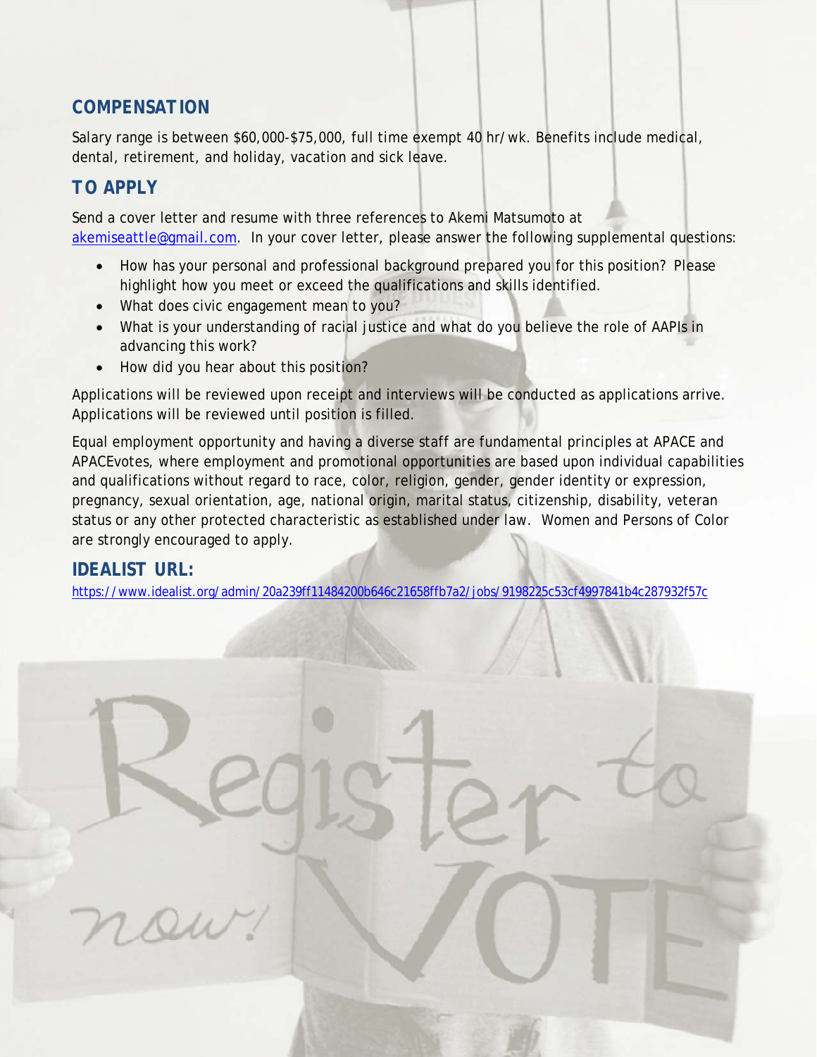## COMPENSATION

Salary range is between $60,000-$75,000, full time exempt 40 hr/wk. Benefits include medical, dental, retirement, and holiday, vacation and sick leave.

## TO APPLY

Send a cover letter and resume with three references to Akemi Matsumoto at akemiseattle@gmail.com. In your cover letter, please answer the following supplemental questions:

- How has your personal and professional background prepared you for this position? Please highlight how you meet or exceed the qualifications and skills identified.
- What does civic engagement mean to you?
- What is your understanding of racial justice and what do you believe the role of AAPIs in advancing this work?
- How did you hear about this position?

Applications will be reviewed upon receipt and interviews will be conducted as applications arrive. Applications will be reviewed until position is filled.

Equal employment opportunity and having a diverse staff are fundamental principles at APACE and APACEvotes, where employment and promotional opportunities are based upon individual capabilities and qualifications without regard to race, color, religion, gender, gender identity or expression, pregnancy, sexual orientation, age, national origin, marital status, citizenship, disability, veteran status or any other protected characteristic as established under law. Women and Persons of Color are strongly encouraged to apply.

## IDEALIST URL:

https://www.idealist.org/admin/20a239ff11484200b646c21658ffb7a2/jobs/9198225c53cf4997841b4c287932f57c